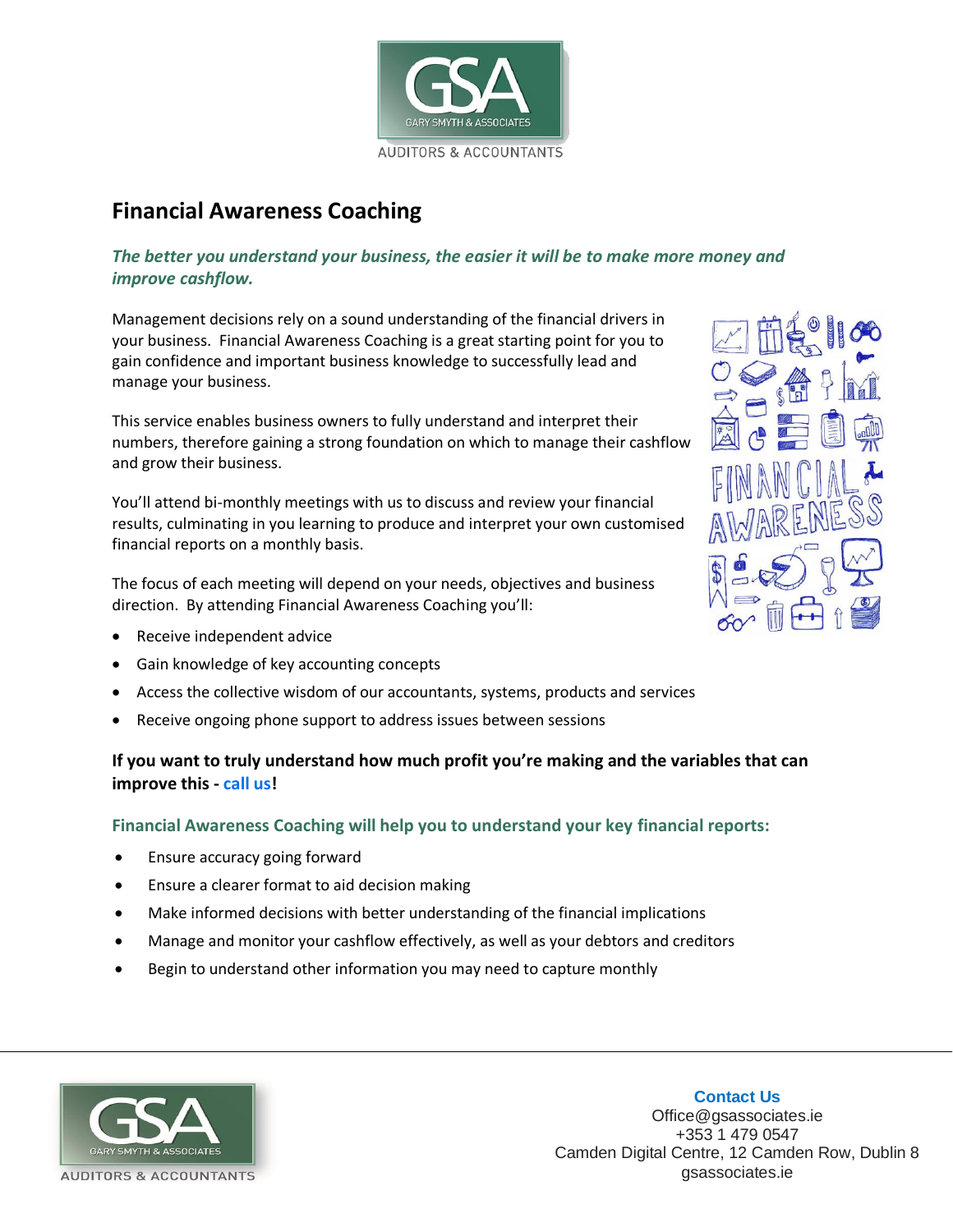# Financial Awareness Coaching

***The better you understand your business, the easier it will be to make more money and improve cashflow.***

Management decisions rely on a sound understanding of the financial drivers in your business. Financial Awareness Coaching is a great starting point for you to gain confidence and important business knowledge to successfully lead and manage your business.

This service enables business owners to fully understand and interpret their numbers, therefore gaining a strong foundation on which to manage their cashflow and grow their business.

You'll attend bi-monthly meetings with us to discuss and review your financial results, culminating in you learning to produce and interpret your own customised financial reports on a monthly basis.

The focus of each meeting will depend on your needs, objectives and business direction. By attending Financial Awareness Coaching you'll:

- Receive independent advice
- Gain knowledge of key accounting concepts
- Access the collective wisdom of our accountants, systems, products and services
- Receive ongoing phone support to address issues between sessions

**If you want to truly understand how much profit you're making and the variables that can improve this - call us!**

### Financial Awareness Coaching will help you to understand your key financial reports:

- Ensure accuracy going forward
- Ensure a clearer format to aid decision making
- Make informed decisions with better understanding of the financial implications
- Manage and monitor your cashflow effectively, as well as your debtors and creditors
- Begin to understand other information you may need to capture monthly

**Contact Us**
Office@gsassociates.ie
+353 1 479 0547
Camden Digital Centre, 12 Camden Row, Dublin 8
gsassociates.ie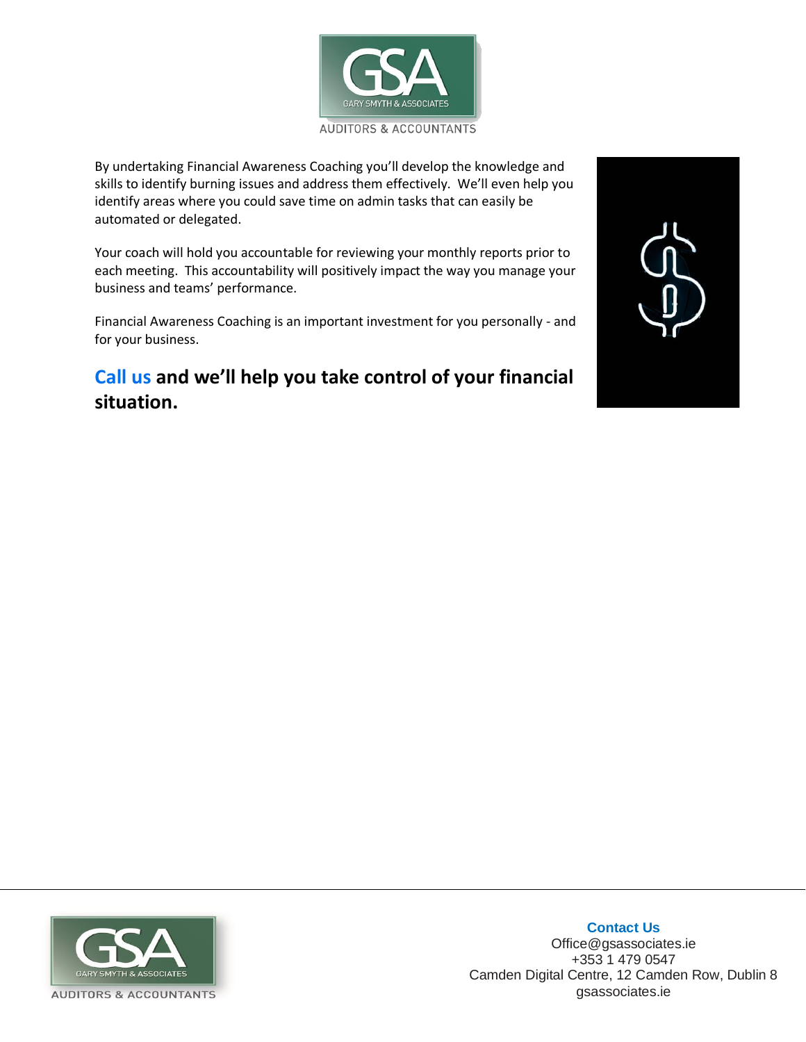By undertaking Financial Awareness Coaching you'll develop the knowledge and skills to identify burning issues and address them effectively. We'll even help you identify areas where you could save time on admin tasks that can easily be automated or delegated.

Your coach will hold you accountable for reviewing your monthly reports prior to each meeting. This accountability will positively impact the way you manage your business and teams' performance.

Financial Awareness Coaching is an important investment for you personally - and for your business.

**Call us and we'll help you take control of your financial situation.**

**Contact Us**
Office@gsassociates.ie
+353 1 479 0547
Camden Digital Centre, 12 Camden Row, Dublin 8
gsassociates.ie